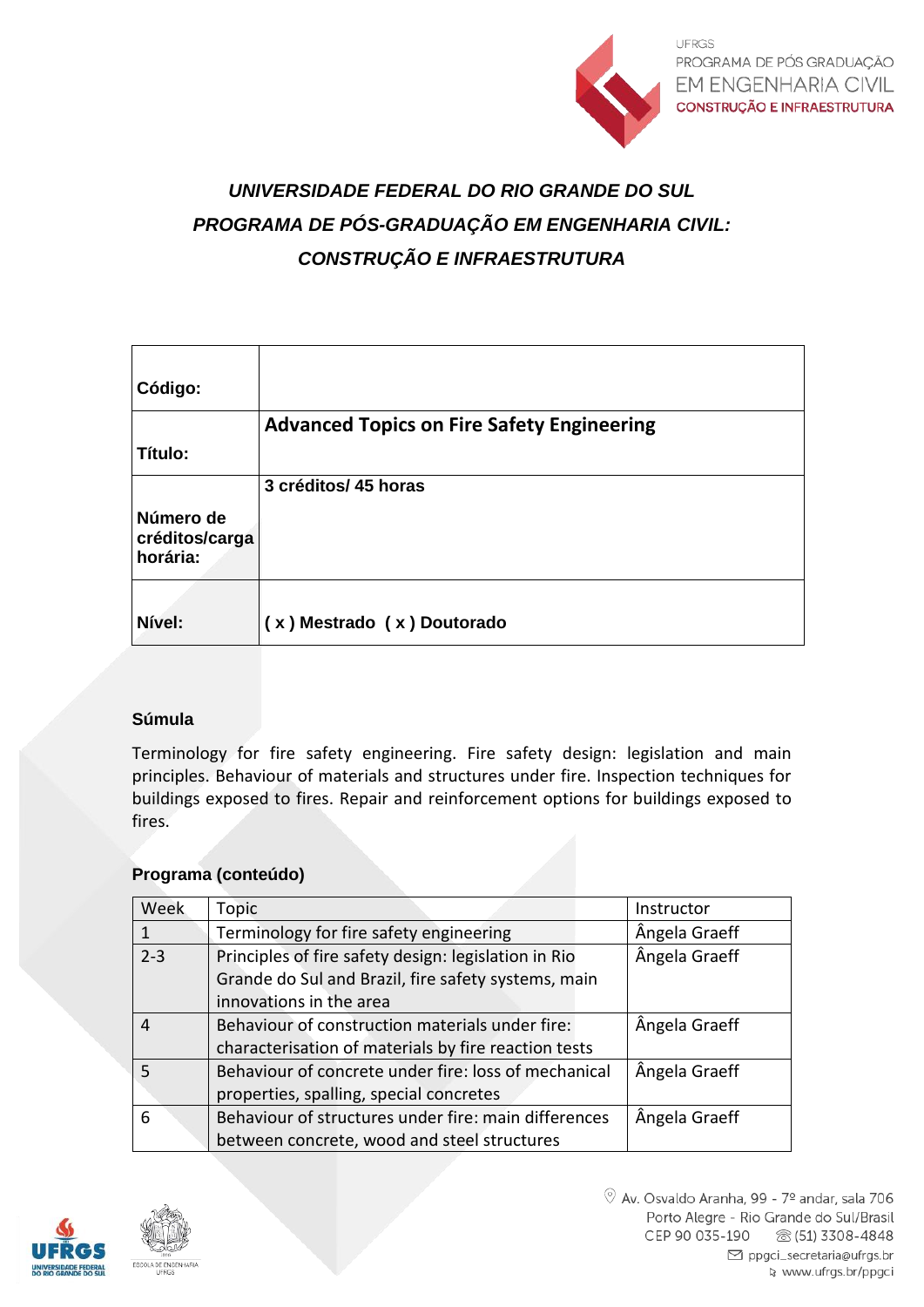UFRGS
PROGRAMA DE PÓS GRADUAÇÃO
EM ENGENHARIA CIVIL
CONSTRUÇÃO E INFRAESTRUTURA

# *UNIVERSIDADE FEDERAL DO RIO GRANDE DO SUL*
# *PROGRAMA DE PÓS-GRADUAÇÃO EM ENGENHARIA CIVIL: CONSTRUÇÃO E INFRAESTRUTURA*

| | |
|---|---|
| **Código:** | |
| **Título:** | **Advanced Topics on Fire Safety Engineering** |
| **Número de créditos/carga horária:** | **3 créditos/ 45 horas** |
| **Nível:** | **( x ) Mestrado ( x ) Doutorado** |

### Súmula

Terminology for fire safety engineering. Fire safety design: legislation and main principles. Behaviour of materials and structures under fire. Inspection techniques for buildings exposed to fires. Repair and reinforcement options for buildings exposed to fires.

### Programa (conteúdo)

| Week | Topic | Instructor |
|---|---|---|
| 1 | Terminology for fire safety engineering | Ângela Graeff |
| 2-3 | Principles of fire safety design: legislation in Rio Grande do Sul and Brazil, fire safety systems, main innovations in the area | Ângela Graeff |
| 4 | Behaviour of construction materials under fire: characterisation of materials by fire reaction tests | Ângela Graeff |
| 5 | Behaviour of concrete under fire: loss of mechanical properties, spalling, special concretes | Ângela Graeff |
| 6 | Behaviour of structures under fire: main differences between concrete, wood and steel structures | Ângela Graeff |

Av. Osvaldo Aranha, 99 - 7º andar, sala 706
Porto Alegre - Rio Grande do Sul/Brasil
CEP 90 035-190 (51) 3308-4848
ppgci_secretaria@ufrgs.br
www.ufrgs.br/ppgci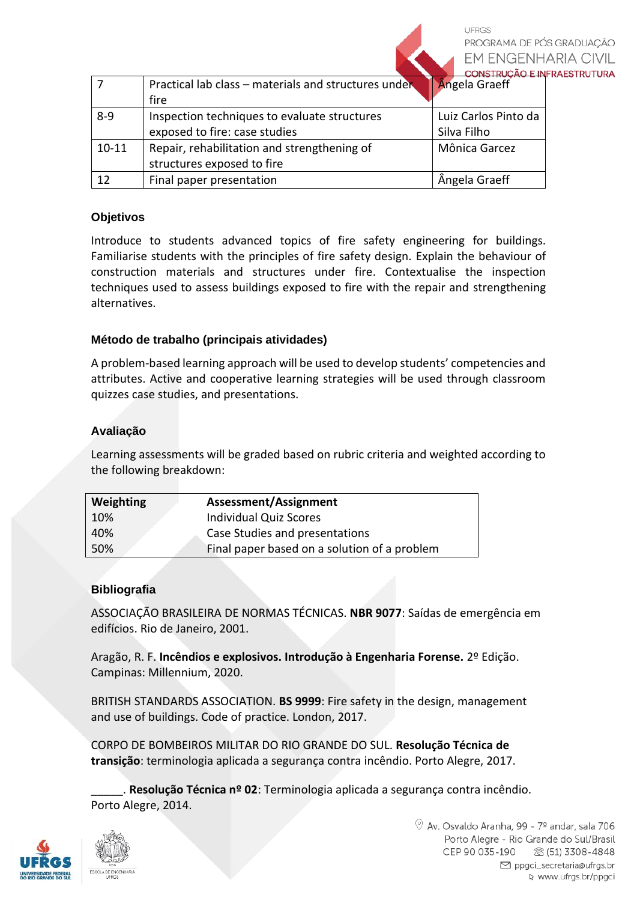| 7 | Practical lab class – materials and structures under fire | Ângela Graeff |
|---|---|---|
| 8-9 | Inspection techniques to evaluate structures exposed to fire: case studies | Luiz Carlos Pinto da Silva Filho |
| 10-11 | Repair, rehabilitation and strengthening of structures exposed to fire | Mônica Garcez |
| 12 | Final paper presentation | Ângela Graeff |

### Objetivos

Introduce to students advanced topics of fire safety engineering for buildings. Familiarise students with the principles of fire safety design. Explain the behaviour of construction materials and structures under fire. Contextualise the inspection techniques used to assess buildings exposed to fire with the repair and strengthening alternatives.

### Método de trabalho (principais atividades)

A problem-based learning approach will be used to develop students' competencies and attributes. Active and cooperative learning strategies will be used through classroom quizzes case studies, and presentations.

### Avaliação

Learning assessments will be graded based on rubric criteria and weighted according to the following breakdown:

| Weighting | Assessment/Assignment |
|---|---|
| 10% | Individual Quiz Scores |
| 40% | Case Studies and presentations |
| 50% | Final paper based on a solution of a problem |

### Bibliografia

ASSOCIAÇÃO BRASILEIRA DE NORMAS TÉCNICAS. **NBR 9077**: Saídas de emergência em edifícios. Rio de Janeiro, 2001.

Aragão, R. F. **Incêndios e explosivos. Introdução à Engenharia Forense.** 2º Edição. Campinas: Millennium, 2020.

BRITISH STANDARDS ASSOCIATION. **BS 9999**: Fire safety in the design, management and use of buildings. Code of practice. London, 2017.

CORPO DE BOMBEIROS MILITAR DO RIO GRANDE DO SUL. **Resolução Técnica de transição**: terminologia aplicada a segurança contra incêndio. Porto Alegre, 2017.

_____. **Resolução Técnica nº 02**: Terminologia aplicada a segurança contra incêndio. Porto Alegre, 2014.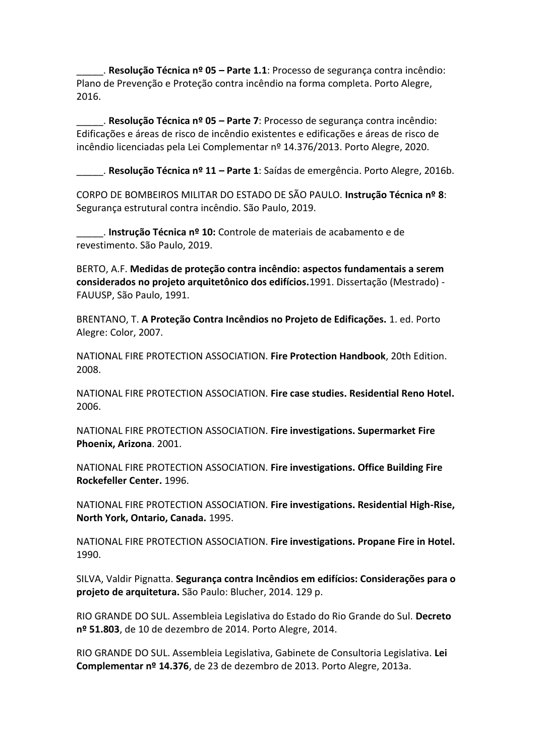_____. **Resolução Técnica nº 05 – Parte 1.1**: Processo de segurança contra incêndio: Plano de Prevenção e Proteção contra incêndio na forma completa. Porto Alegre, 2016.

_____. **Resolução Técnica nº 05 – Parte 7**: Processo de segurança contra incêndio: Edificações e áreas de risco de incêndio existentes e edificações e áreas de risco de incêndio licenciadas pela Lei Complementar nº 14.376/2013. Porto Alegre, 2020.

_____. **Resolução Técnica nº 11 – Parte 1**: Saídas de emergência. Porto Alegre, 2016b.

CORPO DE BOMBEIROS MILITAR DO ESTADO DE SÃO PAULO. **Instrução Técnica nº 8**: Segurança estrutural contra incêndio. São Paulo, 2019.

_____. **Instrução Técnica nº 10:** Controle de materiais de acabamento e de revestimento. São Paulo, 2019.

BERTO, A.F. **Medidas de proteção contra incêndio: aspectos fundamentais a serem considerados no projeto arquitetônico dos edifícios.**1991. Dissertação (Mestrado) - FAUUSP, São Paulo, 1991.

BRENTANO, T. **A Proteção Contra Incêndios no Projeto de Edificações.** 1. ed. Porto Alegre: Color, 2007.

NATIONAL FIRE PROTECTION ASSOCIATION. **Fire Protection Handbook**, 20th Edition. 2008.

NATIONAL FIRE PROTECTION ASSOCIATION. **Fire case studies. Residential Reno Hotel.** 2006.

NATIONAL FIRE PROTECTION ASSOCIATION. **Fire investigations. Supermarket Fire Phoenix, Arizona**. 2001.

NATIONAL FIRE PROTECTION ASSOCIATION. **Fire investigations. Office Building Fire Rockefeller Center.** 1996.

NATIONAL FIRE PROTECTION ASSOCIATION. **Fire investigations. Residential High-Rise, North York, Ontario, Canada.** 1995.

NATIONAL FIRE PROTECTION ASSOCIATION. **Fire investigations. Propane Fire in Hotel.** 1990.

SILVA, Valdir Pignatta. **Segurança contra Incêndios em edifícios: Considerações para o projeto de arquitetura.** São Paulo: Blucher, 2014. 129 p.

RIO GRANDE DO SUL. Assembleia Legislativa do Estado do Rio Grande do Sul. **Decreto nº 51.803**, de 10 de dezembro de 2014. Porto Alegre, 2014.

RIO GRANDE DO SUL. Assembleia Legislativa, Gabinete de Consultoria Legislativa. **Lei Complementar nº 14.376**, de 23 de dezembro de 2013. Porto Alegre, 2013a.